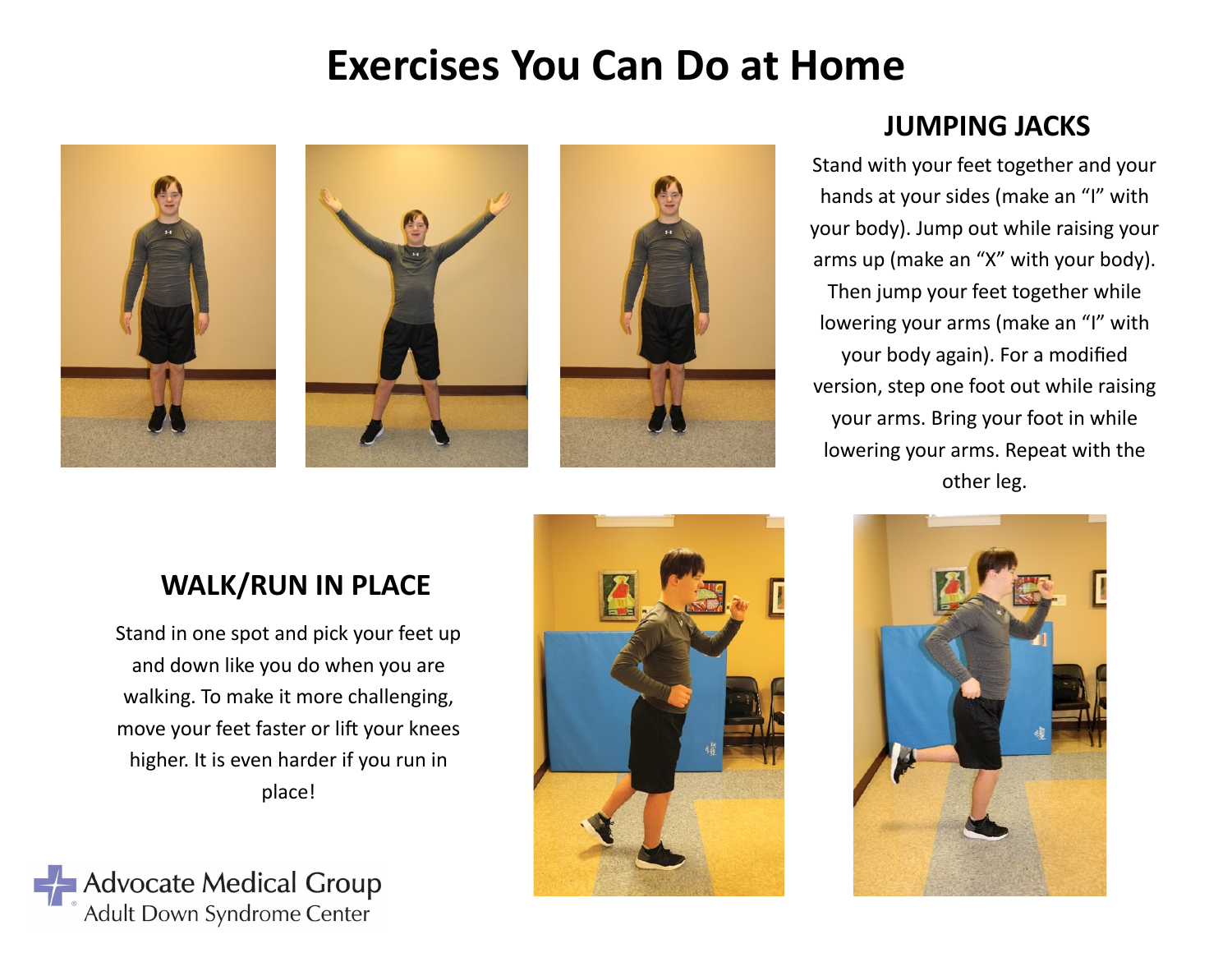# Exercises You Can Do at Home

## JUMPING JACKS

Stand with your feet together and your hands at your sides (make an "I" with your body). Jump out while raising your arms up (make an "X" with your body). Then jump your feet together while lowering your arms (make an "I" with your body again). For a modified version, step one foot out while raising your arms. Bring your foot in while lowering your arms. Repeat with the other leg.

## WALK/RUN IN PLACE

Stand in one spot and pick your feet up and down like you do when you are walking. To make it more challenging, move your feet faster or lift your knees higher. It is even harder if you run in place!

Advocate Medical Group
Adult Down Syndrome Center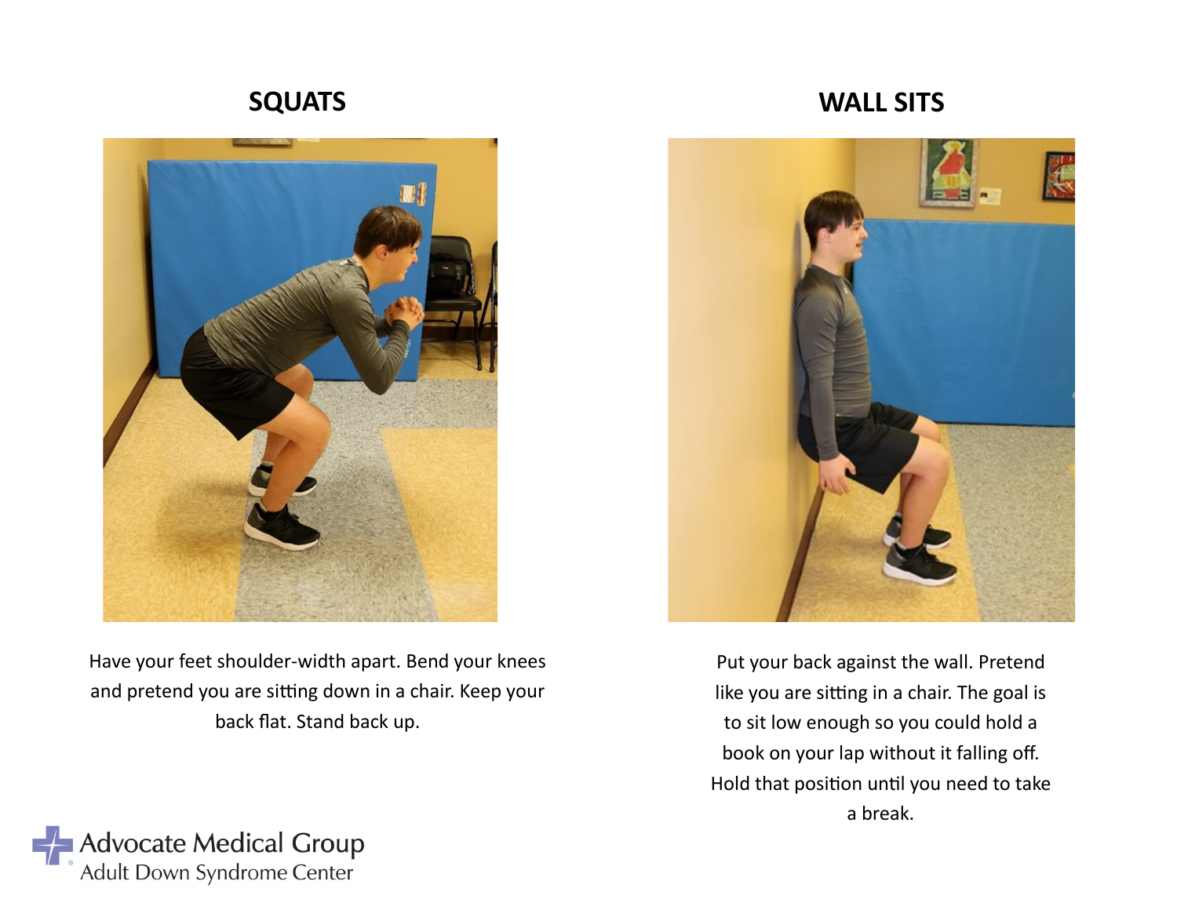## SQUATS

Have your feet shoulder-width apart. Bend your knees and pretend you are sitting down in a chair. Keep your back flat. Stand back up.

## WALL SITS

Put your back against the wall. Pretend like you are sitting in a chair. The goal is to sit low enough so you could hold a book on your lap without it falling off. Hold that position until you need to take a break.

Advocate Medical Group
Adult Down Syndrome Center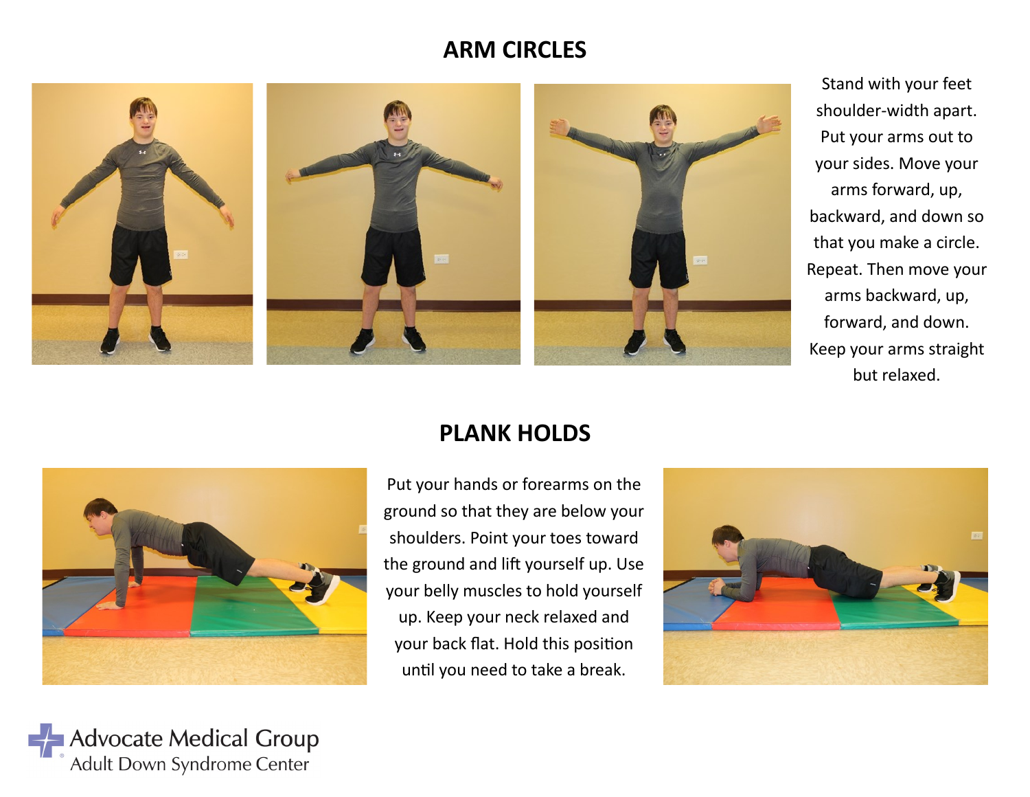## ARM CIRCLES

Stand with your feet shoulder-width apart. Put your arms out to your sides. Move your arms forward, up, backward, and down so that you make a circle. Repeat. Then move your arms backward, up, forward, and down. Keep your arms straight but relaxed.

## PLANK HOLDS

Put your hands or forearms on the ground so that they are below your shoulders. Point your toes toward the ground and lift yourself up. Use your belly muscles to hold yourself up. Keep your neck relaxed and your back flat. Hold this position until you need to take a break.

Advocate Medical Group
Adult Down Syndrome Center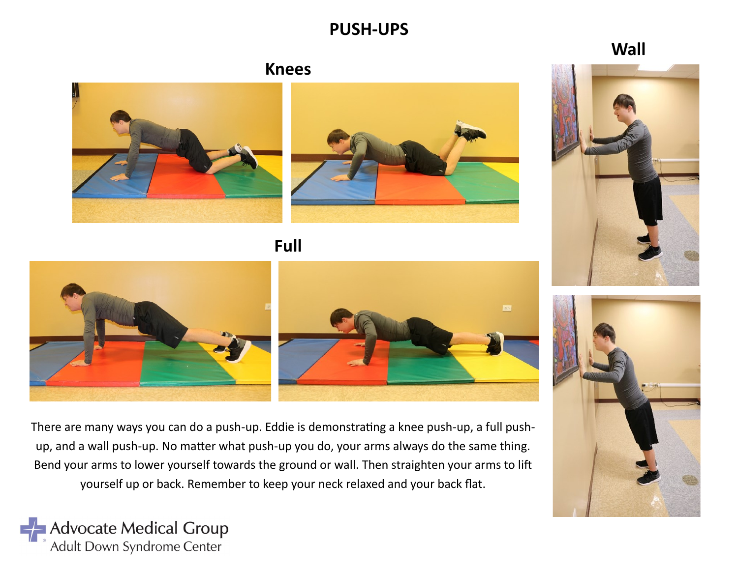# PUSH-UPS

## Knees

## Full

## Wall

There are many ways you can do a push-up. Eddie is demonstrating a knee push-up, a full push-up, and a wall push-up. No matter what push-up you do, your arms always do the same thing. Bend your arms to lower yourself towards the ground or wall. Then straighten your arms to lift yourself up or back. Remember to keep your neck relaxed and your back flat.

Advocate Medical Group
Adult Down Syndrome Center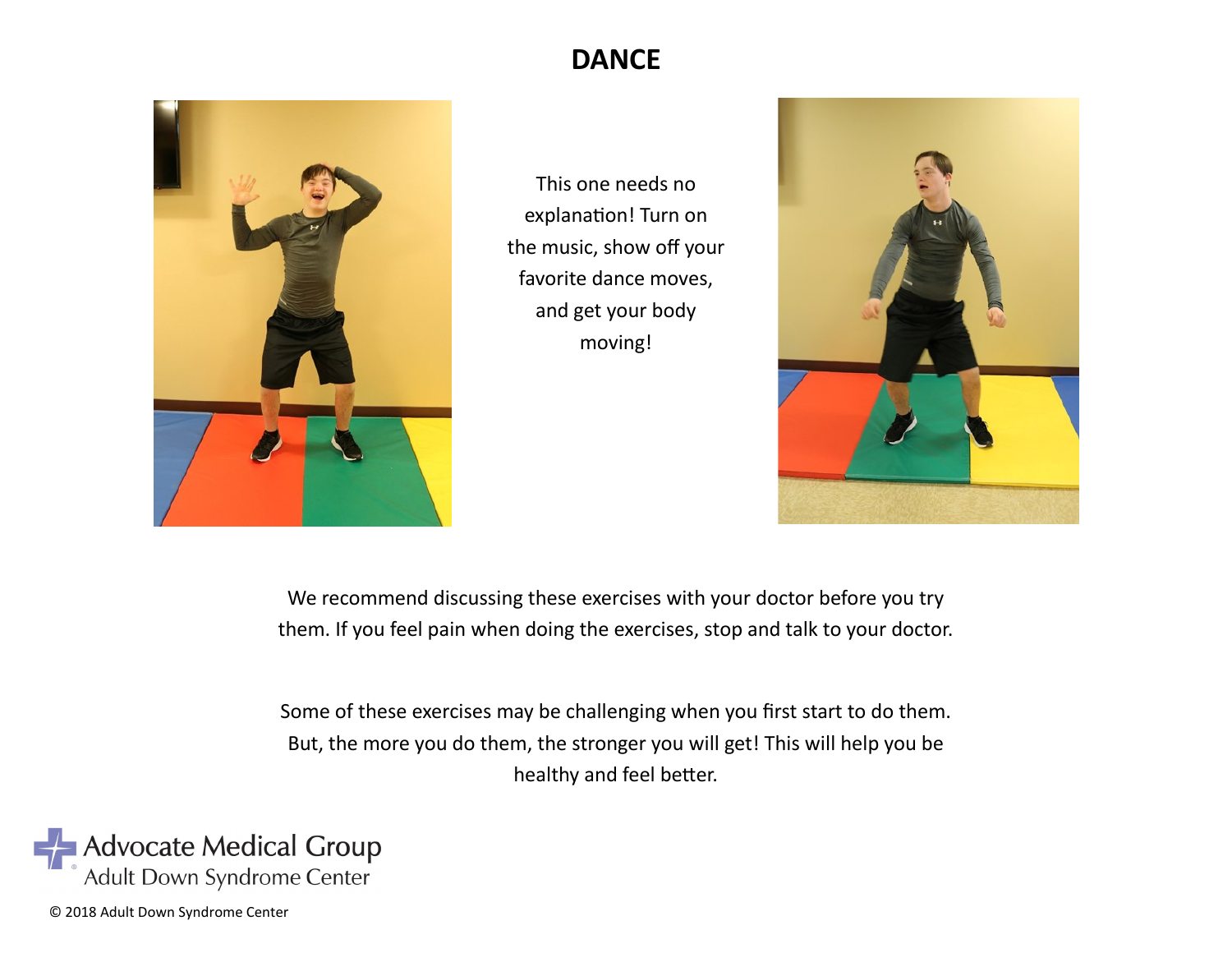# DANCE

This one needs no explanation! Turn on the music, show off your favorite dance moves, and get your body moving!

We recommend discussing these exercises with your doctor before you try them. If you feel pain when doing the exercises, stop and talk to your doctor.

Some of these exercises may be challenging when you first start to do them. But, the more you do them, the stronger you will get! This will help you be healthy and feel better.

Advocate Medical Group
Adult Down Syndrome Center

© 2018 Adult Down Syndrome Center